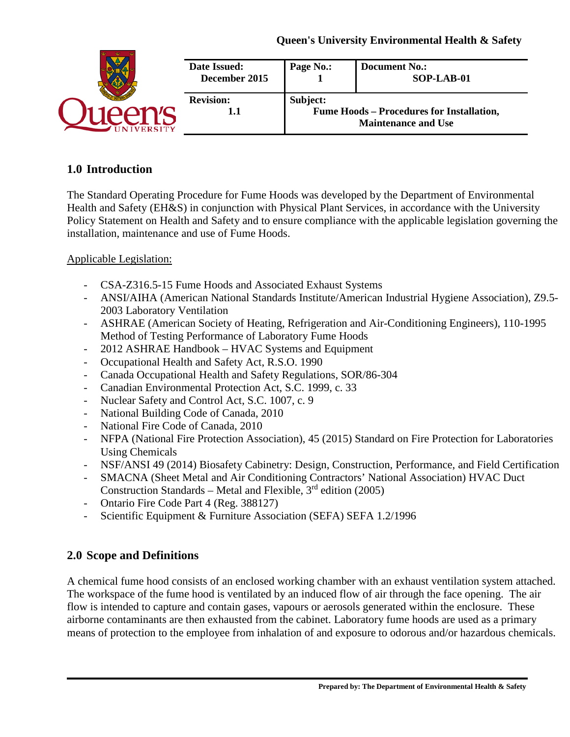Queen's University Environmental Health & Safety

| Date Issued: December 2015 | Page No.: 1 | Document No.: SOP-LAB-01 |
| --- | --- | --- |
| Revision: 1.1 | Subject: Fume Hoods – Procedures for Installation, Maintenance and Use | |

## 1.0 Introduction

The Standard Operating Procedure for Fume Hoods was developed by the Department of Environmental Health and Safety (EH&S) in conjunction with Physical Plant Services, in accordance with the University Policy Statement on Health and Safety and to ensure compliance with the applicable legislation governing the installation, maintenance and use of Fume Hoods.

Applicable Legislation:

- CSA-Z316.5-15 Fume Hoods and Associated Exhaust Systems
- ANSI/AIHA (American National Standards Institute/American Industrial Hygiene Association), Z9.5-2003 Laboratory Ventilation
- ASHRAE (American Society of Heating, Refrigeration and Air-Conditioning Engineers), 110-1995 Method of Testing Performance of Laboratory Fume Hoods
- 2012 ASHRAE Handbook – HVAC Systems and Equipment
- Occupational Health and Safety Act, R.S.O. 1990
- Canada Occupational Health and Safety Regulations, SOR/86-304
- Canadian Environmental Protection Act, S.C. 1999, c. 33
- Nuclear Safety and Control Act, S.C. 1007, c. 9
- National Building Code of Canada, 2010
- National Fire Code of Canada, 2010
- NFPA (National Fire Protection Association), 45 (2015) Standard on Fire Protection for Laboratories Using Chemicals
- NSF/ANSI 49 (2014) Biosafety Cabinetry: Design, Construction, Performance, and Field Certification
- SMACNA (Sheet Metal and Air Conditioning Contractors' National Association) HVAC Duct Construction Standards – Metal and Flexible, 3rd edition (2005)
- Ontario Fire Code Part 4 (Reg. 388127)
- Scientific Equipment & Furniture Association (SEFA) SEFA 1.2/1996

## 2.0 Scope and Definitions

A chemical fume hood consists of an enclosed working chamber with an exhaust ventilation system attached. The workspace of the fume hood is ventilated by an induced flow of air through the face opening. The air flow is intended to capture and contain gases, vapours or aerosols generated within the enclosure. These airborne contaminants are then exhausted from the cabinet. Laboratory fume hoods are used as a primary means of protection to the employee from inhalation of and exposure to odorous and/or hazardous chemicals.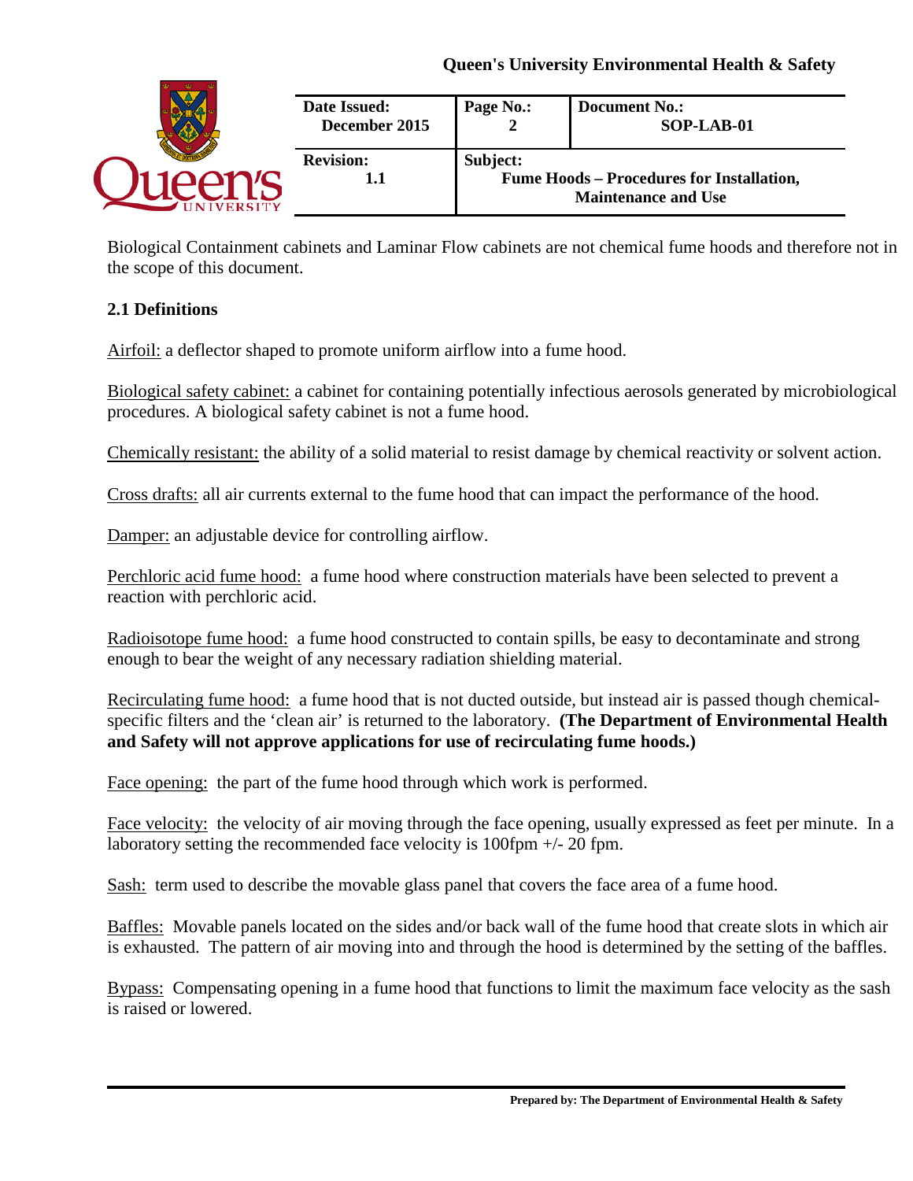Biological Containment cabinets and Laminar Flow cabinets are not chemical fume hoods and therefore not in the scope of this document.

### 2.1 Definitions

Airfoil: a deflector shaped to promote uniform airflow into a fume hood.

Biological safety cabinet: a cabinet for containing potentially infectious aerosols generated by microbiological procedures. A biological safety cabinet is not a fume hood.

Chemically resistant: the ability of a solid material to resist damage by chemical reactivity or solvent action.

Cross drafts: all air currents external to the fume hood that can impact the performance of the hood.

Damper: an adjustable device for controlling airflow.

Perchloric acid fume hood: a fume hood where construction materials have been selected to prevent a reaction with perchloric acid.

Radioisotope fume hood: a fume hood constructed to contain spills, be easy to decontaminate and strong enough to bear the weight of any necessary radiation shielding material.

Recirculating fume hood: a fume hood that is not ducted outside, but instead air is passed though chemical-specific filters and the 'clean air' is returned to the laboratory. **(The Department of Environmental Health and Safety will not approve applications for use of recirculating fume hoods.)**

Face opening: the part of the fume hood through which work is performed.

Face velocity: the velocity of air moving through the face opening, usually expressed as feet per minute. In a laboratory setting the recommended face velocity is 100fpm +/- 20 fpm.

Sash: term used to describe the movable glass panel that covers the face area of a fume hood.

Baffles: Movable panels located on the sides and/or back wall of the fume hood that create slots in which air is exhausted. The pattern of air moving into and through the hood is determined by the setting of the baffles.

Bypass: Compensating opening in a fume hood that functions to limit the maximum face velocity as the sash is raised or lowered.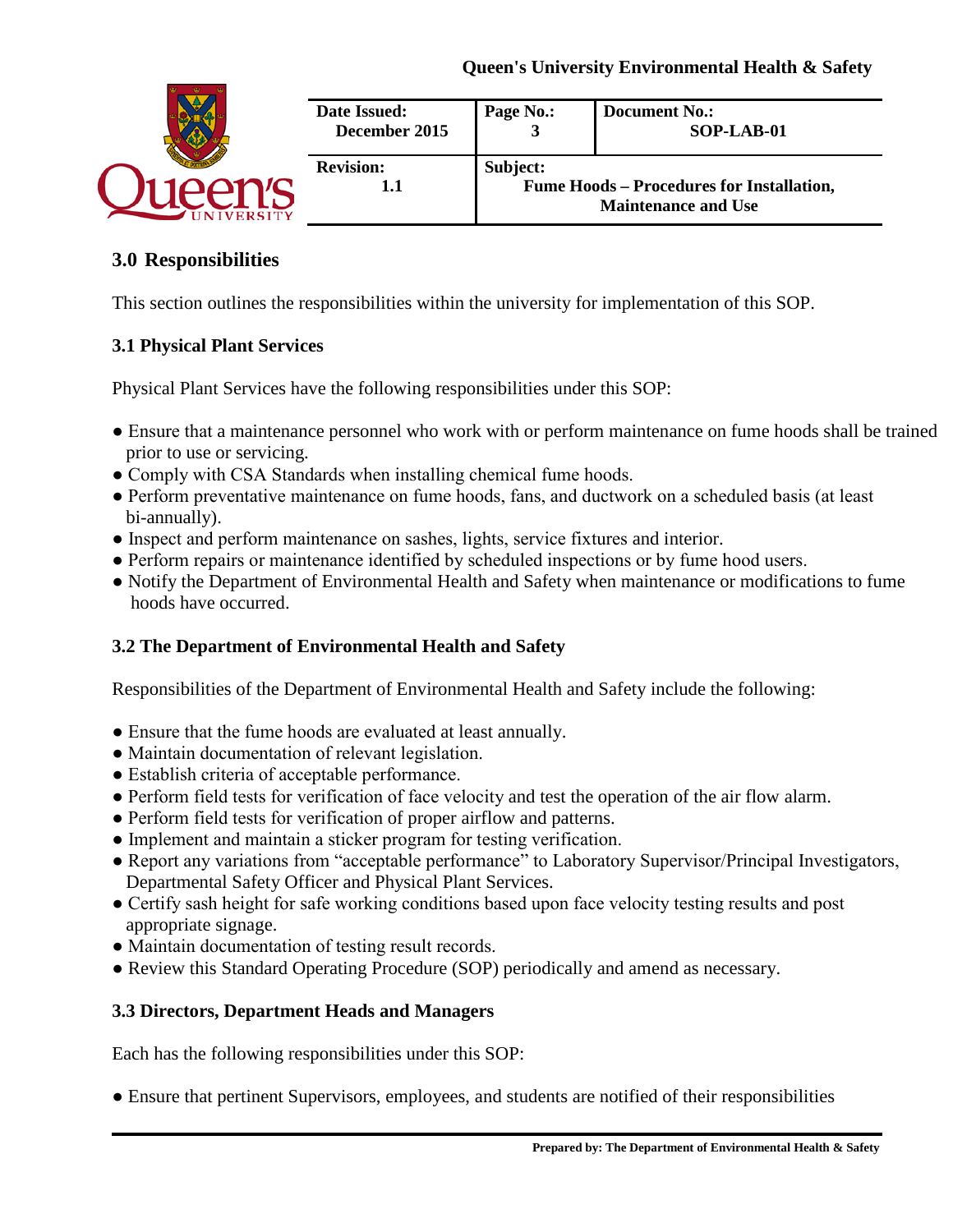## 3.0 Responsibilities

This section outlines the responsibilities within the university for implementation of this SOP.

### 3.1 Physical Plant Services

Physical Plant Services have the following responsibilities under this SOP:

- Ensure that a maintenance personnel who work with or perform maintenance on fume hoods shall be trained prior to use or servicing.
- Comply with CSA Standards when installing chemical fume hoods.
- Perform preventative maintenance on fume hoods, fans, and ductwork on a scheduled basis (at least bi-annually).
- Inspect and perform maintenance on sashes, lights, service fixtures and interior.
- Perform repairs or maintenance identified by scheduled inspections or by fume hood users.
- Notify the Department of Environmental Health and Safety when maintenance or modifications to fume hoods have occurred.

### 3.2 The Department of Environmental Health and Safety

Responsibilities of the Department of Environmental Health and Safety include the following:

- Ensure that the fume hoods are evaluated at least annually.
- Maintain documentation of relevant legislation.
- Establish criteria of acceptable performance.
- Perform field tests for verification of face velocity and test the operation of the air flow alarm.
- Perform field tests for verification of proper airflow and patterns.
- Implement and maintain a sticker program for testing verification.
- Report any variations from "acceptable performance" to Laboratory Supervisor/Principal Investigators, Departmental Safety Officer and Physical Plant Services.
- Certify sash height for safe working conditions based upon face velocity testing results and post appropriate signage.
- Maintain documentation of testing result records.
- Review this Standard Operating Procedure (SOP) periodically and amend as necessary.

### 3.3 Directors, Department Heads and Managers

Each has the following responsibilities under this SOP:

- Ensure that pertinent Supervisors, employees, and students are notified of their responsibilities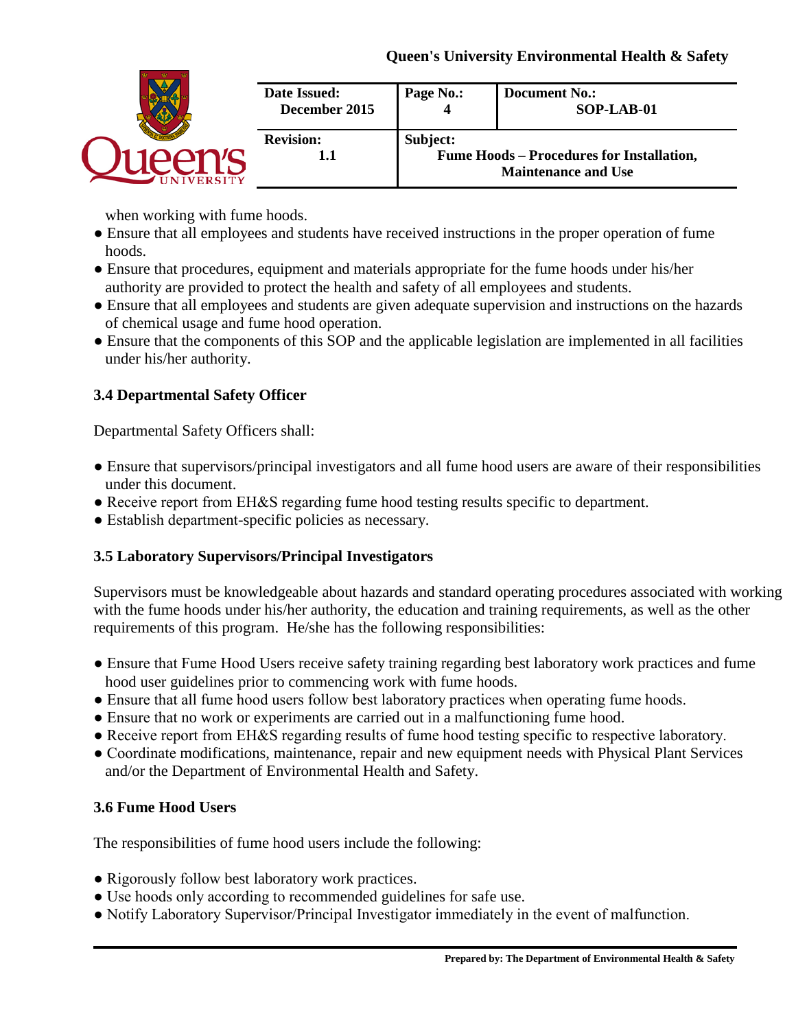when working with fume hoods.

- Ensure that all employees and students have received instructions in the proper operation of fume hoods.
- Ensure that procedures, equipment and materials appropriate for the fume hoods under his/her authority are provided to protect the health and safety of all employees and students.
- Ensure that all employees and students are given adequate supervision and instructions on the hazards of chemical usage and fume hood operation.
- Ensure that the components of this SOP and the applicable legislation are implemented in all facilities under his/her authority.

### 3.4 Departmental Safety Officer

Departmental Safety Officers shall:

- Ensure that supervisors/principal investigators and all fume hood users are aware of their responsibilities under this document.
- Receive report from EH&S regarding fume hood testing results specific to department.
- Establish department-specific policies as necessary.

### 3.5 Laboratory Supervisors/Principal Investigators

Supervisors must be knowledgeable about hazards and standard operating procedures associated with working with the fume hoods under his/her authority, the education and training requirements, as well as the other requirements of this program. He/she has the following responsibilities:

- Ensure that Fume Hood Users receive safety training regarding best laboratory work practices and fume hood user guidelines prior to commencing work with fume hoods.
- Ensure that all fume hood users follow best laboratory practices when operating fume hoods.
- Ensure that no work or experiments are carried out in a malfunctioning fume hood.
- Receive report from EH&S regarding results of fume hood testing specific to respective laboratory.
- Coordinate modifications, maintenance, repair and new equipment needs with Physical Plant Services and/or the Department of Environmental Health and Safety.

### 3.6 Fume Hood Users

The responsibilities of fume hood users include the following:

- Rigorously follow best laboratory work practices.
- Use hoods only according to recommended guidelines for safe use.
- Notify Laboratory Supervisor/Principal Investigator immediately in the event of malfunction.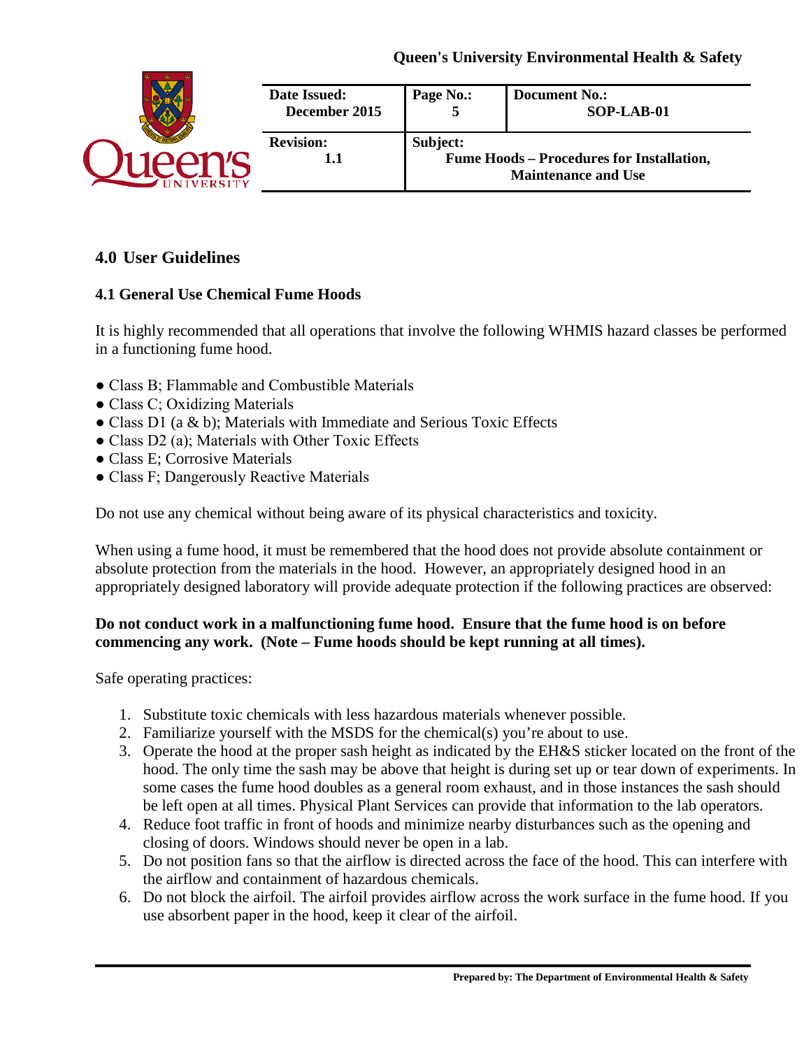## 4.0 User Guidelines

### 4.1 General Use Chemical Fume Hoods

It is highly recommended that all operations that involve the following WHMIS hazard classes be performed in a functioning fume hood.

- Class B; Flammable and Combustible Materials
- Class C; Oxidizing Materials
- Class D1 (a & b); Materials with Immediate and Serious Toxic Effects
- Class D2 (a); Materials with Other Toxic Effects
- Class E; Corrosive Materials
- Class F; Dangerously Reactive Materials

Do not use any chemical without being aware of its physical characteristics and toxicity.

When using a fume hood, it must be remembered that the hood does not provide absolute containment or absolute protection from the materials in the hood. However, an appropriately designed hood in an appropriately designed laboratory will provide adequate protection if the following practices are observed:

**Do not conduct work in a malfunctioning fume hood. Ensure that the fume hood is on before commencing any work. (Note – Fume hoods should be kept running at all times).**

Safe operating practices:

1. Substitute toxic chemicals with less hazardous materials whenever possible.
2. Familiarize yourself with the MSDS for the chemical(s) you're about to use.
3. Operate the hood at the proper sash height as indicated by the EH&S sticker located on the front of the hood. The only time the sash may be above that height is during set up or tear down of experiments. In some cases the fume hood doubles as a general room exhaust, and in those instances the sash should be left open at all times. Physical Plant Services can provide that information to the lab operators.
4. Reduce foot traffic in front of hoods and minimize nearby disturbances such as the opening and closing of doors. Windows should never be open in a lab.
5. Do not position fans so that the airflow is directed across the face of the hood. This can interfere with the airflow and containment of hazardous chemicals.
6. Do not block the airfoil. The airfoil provides airflow across the work surface in the fume hood. If you use absorbent paper in the hood, keep it clear of the airfoil.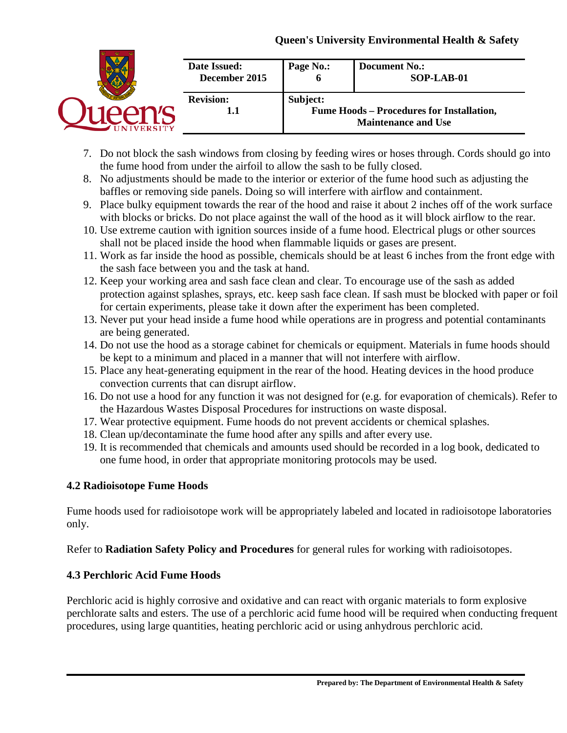7. Do not block the sash windows from closing by feeding wires or hoses through. Cords should go into the fume hood from under the airfoil to allow the sash to be fully closed.
8. No adjustments should be made to the interior or exterior of the fume hood such as adjusting the baffles or removing side panels. Doing so will interfere with airflow and containment.
9. Place bulky equipment towards the rear of the hood and raise it about 2 inches off of the work surface with blocks or bricks. Do not place against the wall of the hood as it will block airflow to the rear.
10. Use extreme caution with ignition sources inside of a fume hood. Electrical plugs or other sources shall not be placed inside the hood when flammable liquids or gases are present.
11. Work as far inside the hood as possible, chemicals should be at least 6 inches from the front edge with the sash face between you and the task at hand.
12. Keep your working area and sash face clean and clear. To encourage use of the sash as added protection against splashes, sprays, etc. keep sash face clean. If sash must be blocked with paper or foil for certain experiments, please take it down after the experiment has been completed.
13. Never put your head inside a fume hood while operations are in progress and potential contaminants are being generated.
14. Do not use the hood as a storage cabinet for chemicals or equipment. Materials in fume hoods should be kept to a minimum and placed in a manner that will not interfere with airflow.
15. Place any heat-generating equipment in the rear of the hood. Heating devices in the hood produce convection currents that can disrupt airflow.
16. Do not use a hood for any function it was not designed for (e.g. for evaporation of chemicals). Refer to the Hazardous Wastes Disposal Procedures for instructions on waste disposal.
17. Wear protective equipment. Fume hoods do not prevent accidents or chemical splashes.
18. Clean up/decontaminate the fume hood after any spills and after every use.
19. It is recommended that chemicals and amounts used should be recorded in a log book, dedicated to one fume hood, in order that appropriate monitoring protocols may be used.

### 4.2 Radioisotope Fume Hoods

Fume hoods used for radioisotope work will be appropriately labeled and located in radioisotope laboratories only.

Refer to **Radiation Safety Policy and Procedures** for general rules for working with radioisotopes.

### 4.3 Perchloric Acid Fume Hoods

Perchloric acid is highly corrosive and oxidative and can react with organic materials to form explosive perchlorate salts and esters. The use of a perchloric acid fume hood will be required when conducting frequent procedures, using large quantities, heating perchloric acid or using anhydrous perchloric acid.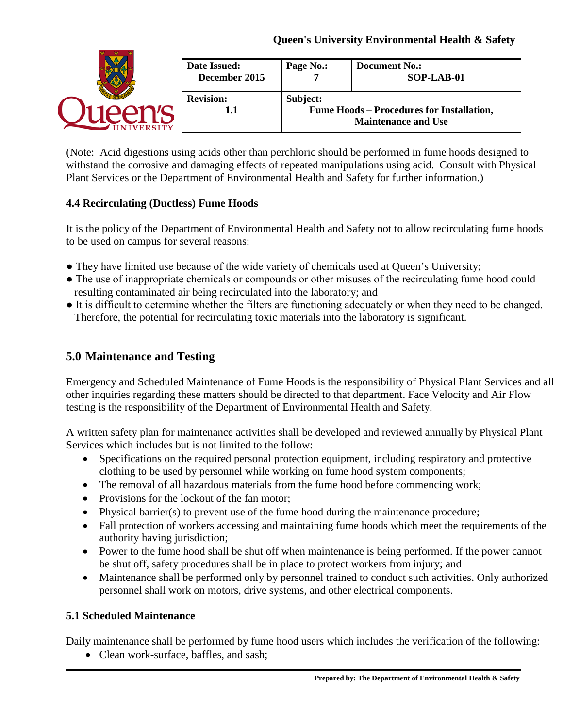(Note: Acid digestions using acids other than perchloric should be performed in fume hoods designed to withstand the corrosive and damaging effects of repeated manipulations using acid. Consult with Physical Plant Services or the Department of Environmental Health and Safety for further information.)

### 4.4 Recirculating (Ductless) Fume Hoods

It is the policy of the Department of Environmental Health and Safety not to allow recirculating fume hoods to be used on campus for several reasons:

- They have limited use because of the wide variety of chemicals used at Queen's University;
- The use of inappropriate chemicals or compounds or other misuses of the recirculating fume hood could resulting contaminated air being recirculated into the laboratory; and
- It is difficult to determine whether the filters are functioning adequately or when they need to be changed. Therefore, the potential for recirculating toxic materials into the laboratory is significant.

## 5.0 Maintenance and Testing

Emergency and Scheduled Maintenance of Fume Hoods is the responsibility of Physical Plant Services and all other inquiries regarding these matters should be directed to that department. Face Velocity and Air Flow testing is the responsibility of the Department of Environmental Health and Safety.

A written safety plan for maintenance activities shall be developed and reviewed annually by Physical Plant Services which includes but is not limited to the follow:

- Specifications on the required personal protection equipment, including respiratory and protective clothing to be used by personnel while working on fume hood system components;
- The removal of all hazardous materials from the fume hood before commencing work;
- Provisions for the lockout of the fan motor;
- Physical barrier(s) to prevent use of the fume hood during the maintenance procedure;
- Fall protection of workers accessing and maintaining fume hoods which meet the requirements of the authority having jurisdiction;
- Power to the fume hood shall be shut off when maintenance is being performed. If the power cannot be shut off, safety procedures shall be in place to protect workers from injury; and
- Maintenance shall be performed only by personnel trained to conduct such activities. Only authorized personnel shall work on motors, drive systems, and other electrical components.

### 5.1 Scheduled Maintenance

Daily maintenance shall be performed by fume hood users which includes the verification of the following:

- Clean work-surface, baffles, and sash;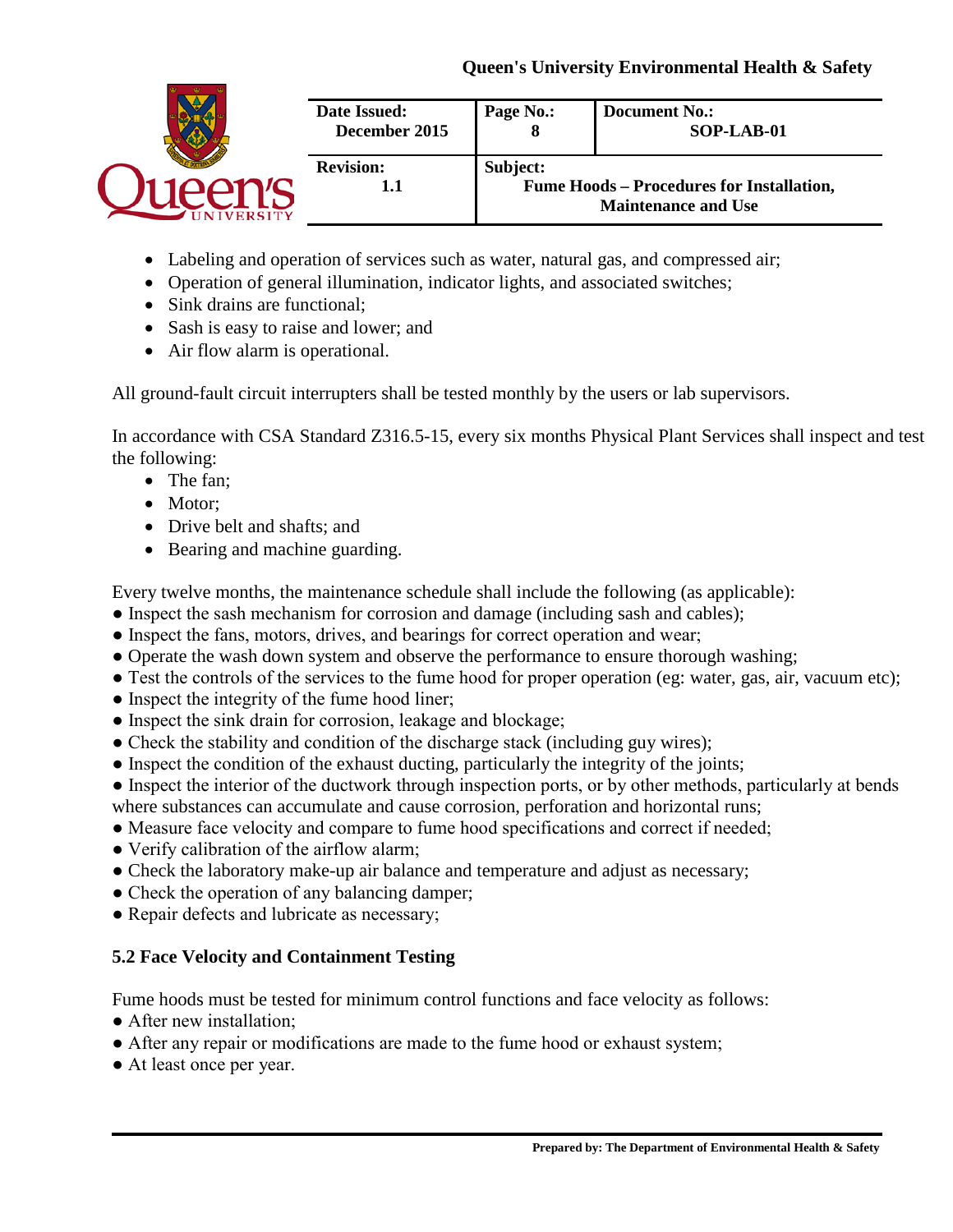- Labeling and operation of services such as water, natural gas, and compressed air;
- Operation of general illumination, indicator lights, and associated switches;
- Sink drains are functional;
- Sash is easy to raise and lower; and
- Air flow alarm is operational.

All ground-fault circuit interrupters shall be tested monthly by the users or lab supervisors.

In accordance with CSA Standard Z316.5-15, every six months Physical Plant Services shall inspect and test the following:

- The fan;
- Motor;
- Drive belt and shafts; and
- Bearing and machine guarding.

Every twelve months, the maintenance schedule shall include the following (as applicable):

- Inspect the sash mechanism for corrosion and damage (including sash and cables);
- Inspect the fans, motors, drives, and bearings for correct operation and wear;
- Operate the wash down system and observe the performance to ensure thorough washing;
- Test the controls of the services to the fume hood for proper operation (eg: water, gas, air, vacuum etc);
- Inspect the integrity of the fume hood liner;
- Inspect the sink drain for corrosion, leakage and blockage;
- Check the stability and condition of the discharge stack (including guy wires);
- Inspect the condition of the exhaust ducting, particularly the integrity of the joints;
- Inspect the interior of the ductwork through inspection ports, or by other methods, particularly at bends where substances can accumulate and cause corrosion, perforation and horizontal runs;
- Measure face velocity and compare to fume hood specifications and correct if needed;
- Verify calibration of the airflow alarm;
- Check the laboratory make-up air balance and temperature and adjust as necessary;
- Check the operation of any balancing damper;
- Repair defects and lubricate as necessary;

## 5.2 Face Velocity and Containment Testing

Fume hoods must be tested for minimum control functions and face velocity as follows:

- After new installation;
- After any repair or modifications are made to the fume hood or exhaust system;
- At least once per year.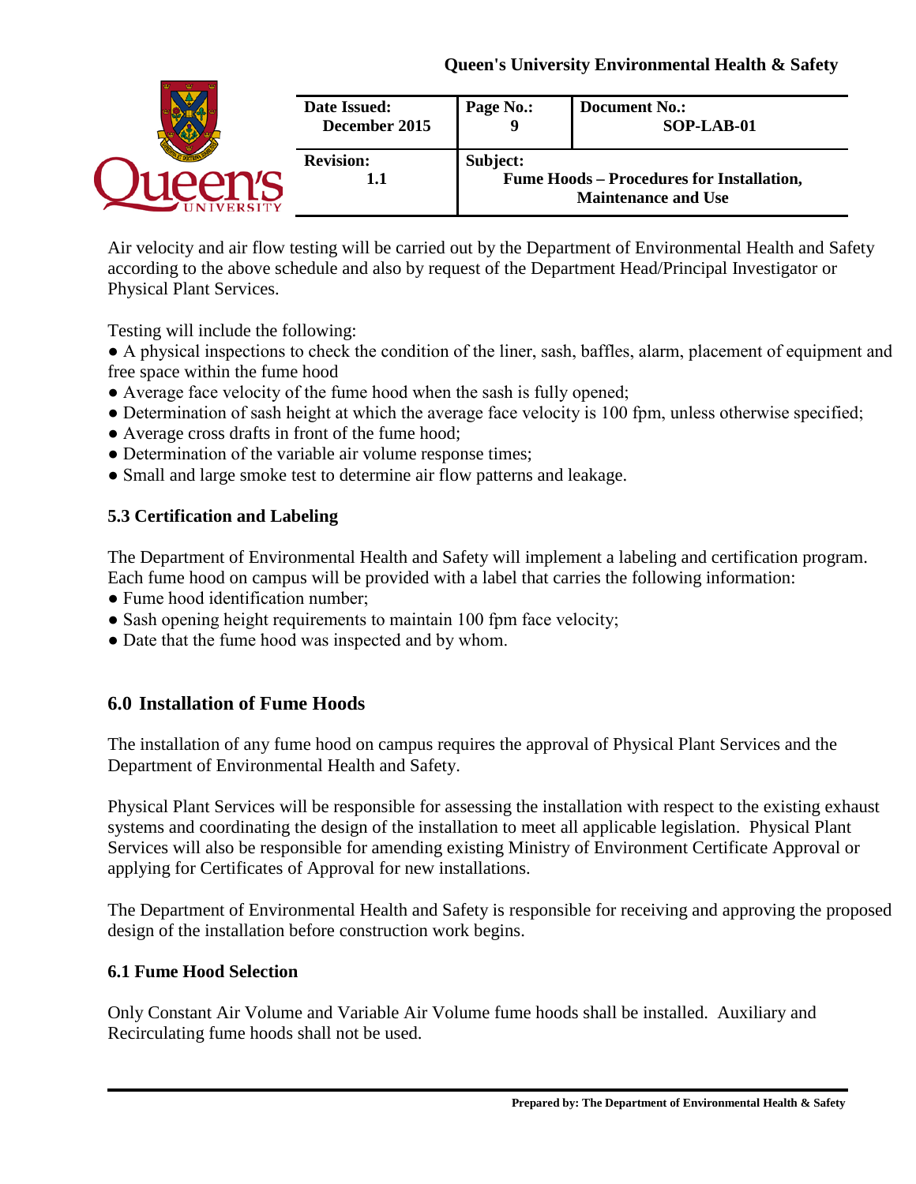Air velocity and air flow testing will be carried out by the Department of Environmental Health and Safety according to the above schedule and also by request of the Department Head/Principal Investigator or Physical Plant Services.

Testing will include the following:

- A physical inspections to check the condition of the liner, sash, baffles, alarm, placement of equipment and free space within the fume hood
- Average face velocity of the fume hood when the sash is fully opened;
- Determination of sash height at which the average face velocity is 100 fpm, unless otherwise specified;
- Average cross drafts in front of the fume hood;
- Determination of the variable air volume response times;
- Small and large smoke test to determine air flow patterns and leakage.

### 5.3 Certification and Labeling

The Department of Environmental Health and Safety will implement a labeling and certification program. Each fume hood on campus will be provided with a label that carries the following information:

- Fume hood identification number;
- Sash opening height requirements to maintain 100 fpm face velocity;
- Date that the fume hood was inspected and by whom.

## 6.0 Installation of Fume Hoods

The installation of any fume hood on campus requires the approval of Physical Plant Services and the Department of Environmental Health and Safety.

Physical Plant Services will be responsible for assessing the installation with respect to the existing exhaust systems and coordinating the design of the installation to meet all applicable legislation. Physical Plant Services will also be responsible for amending existing Ministry of Environment Certificate Approval or applying for Certificates of Approval for new installations.

The Department of Environmental Health and Safety is responsible for receiving and approving the proposed design of the installation before construction work begins.

### 6.1 Fume Hood Selection

Only Constant Air Volume and Variable Air Volume fume hoods shall be installed. Auxiliary and Recirculating fume hoods shall not be used.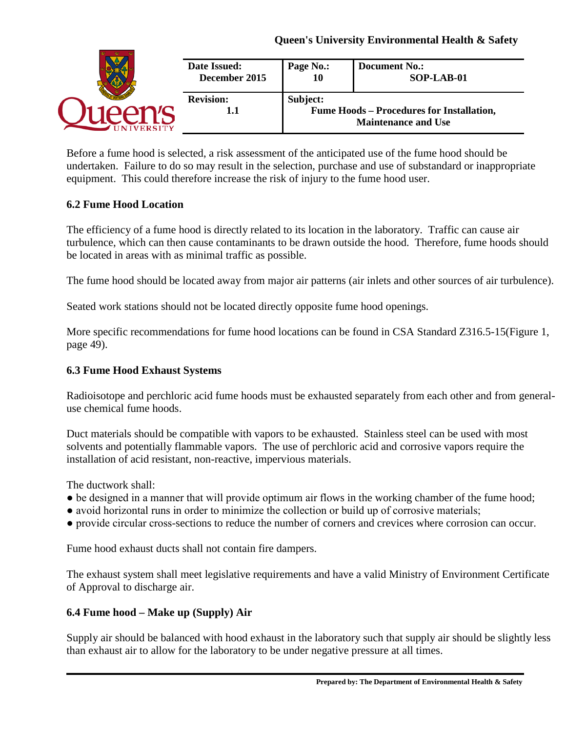Before a fume hood is selected, a risk assessment of the anticipated use of the fume hood should be undertaken. Failure to do so may result in the selection, purchase and use of substandard or inappropriate equipment. This could therefore increase the risk of injury to the fume hood user.

### 6.2 Fume Hood Location

The efficiency of a fume hood is directly related to its location in the laboratory. Traffic can cause air turbulence, which can then cause contaminants to be drawn outside the hood. Therefore, fume hoods should be located in areas with as minimal traffic as possible.

The fume hood should be located away from major air patterns (air inlets and other sources of air turbulence).

Seated work stations should not be located directly opposite fume hood openings.

More specific recommendations for fume hood locations can be found in CSA Standard Z316.5-15(Figure 1, page 49).

### 6.3 Fume Hood Exhaust Systems

Radioisotope and perchloric acid fume hoods must be exhausted separately from each other and from general-use chemical fume hoods.

Duct materials should be compatible with vapors to be exhausted. Stainless steel can be used with most solvents and potentially flammable vapors. The use of perchloric acid and corrosive vapors require the installation of acid resistant, non-reactive, impervious materials.

The ductwork shall:

- be designed in a manner that will provide optimum air flows in the working chamber of the fume hood;
- avoid horizontal runs in order to minimize the collection or build up of corrosive materials;
- provide circular cross-sections to reduce the number of corners and crevices where corrosion can occur.

Fume hood exhaust ducts shall not contain fire dampers.

The exhaust system shall meet legislative requirements and have a valid Ministry of Environment Certificate of Approval to discharge air.

### 6.4 Fume hood – Make up (Supply) Air

Supply air should be balanced with hood exhaust in the laboratory such that supply air should be slightly less than exhaust air to allow for the laboratory to be under negative pressure at all times.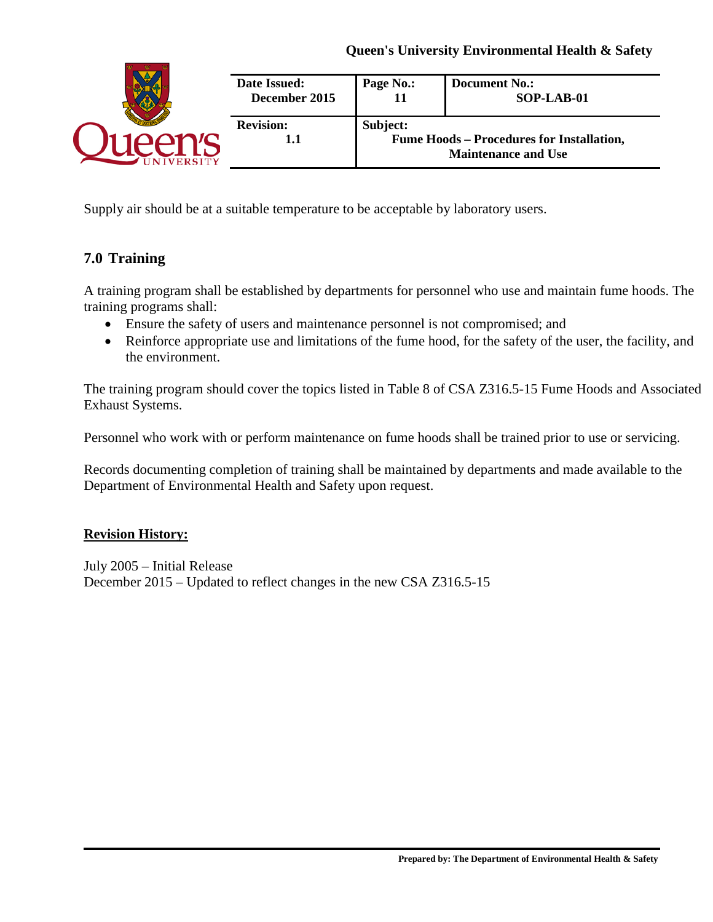Supply air should be at a suitable temperature to be acceptable by laboratory users.

## 7.0 Training

A training program shall be established by departments for personnel who use and maintain fume hoods. The training programs shall:

- Ensure the safety of users and maintenance personnel is not compromised; and
- Reinforce appropriate use and limitations of the fume hood, for the safety of the user, the facility, and the environment.

The training program should cover the topics listed in Table 8 of CSA Z316.5-15 Fume Hoods and Associated Exhaust Systems.

Personnel who work with or perform maintenance on fume hoods shall be trained prior to use or servicing.

Records documenting completion of training shall be maintained by departments and made available to the Department of Environmental Health and Safety upon request.

**Revision History:**

July 2005 – Initial Release
December 2015 – Updated to reflect changes in the new CSA Z316.5-15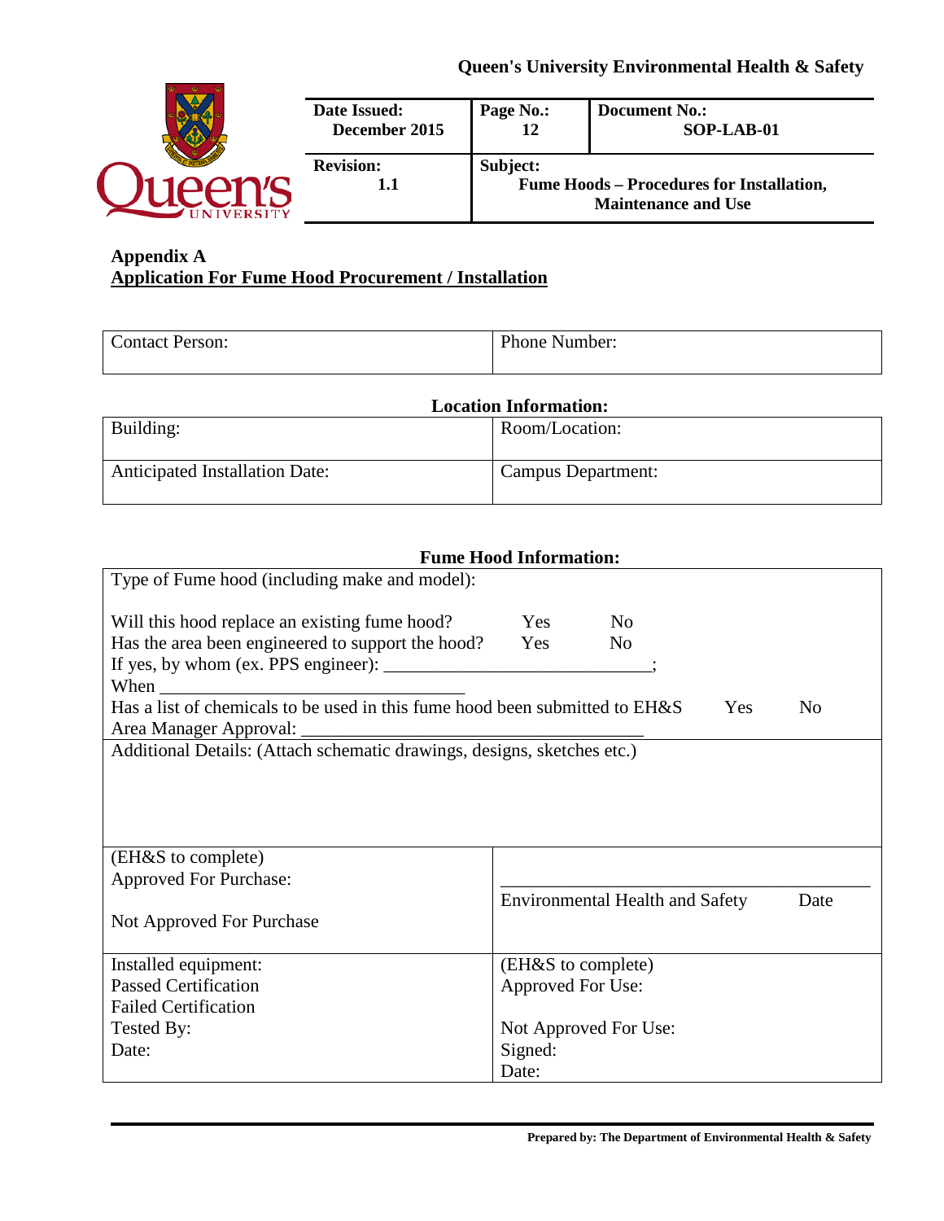## Appendix A

## Application For Fume Hood Procurement / Installation

| | |
|---|---|
| Contact Person: | Phone Number: |

**Location Information:**

| | |
|---|---|
| Building: | Room/Location: |
| Anticipated Installation Date: | Campus Department: |

**Fume Hood Information:**

Type of Fume hood (including make and model):

Will this hood replace an existing fume hood? Yes No

Has the area been engineered to support the hood? Yes No

If yes, by whom (ex. PPS engineer): ____________________________;

When ________________________________

Has a list of chemicals to be used in this fume hood been submitted to EH&S Yes No

Area Manager Approval: ___________________________________

Additional Details: (Attach schematic drawings, designs, sketches etc.)

| | |
|---|---|
| (EH&S to complete)<br>Approved For Purchase:<br><br>Not Approved For Purchase | ________________________________________<br>Environmental Health and Safety Date |
| Installed equipment:<br>Passed Certification<br>Failed Certification<br>Tested By:<br>Date: | (EH&S to complete)<br>Approved For Use:<br><br>Not Approved For Use:<br>Signed:<br>Date: |